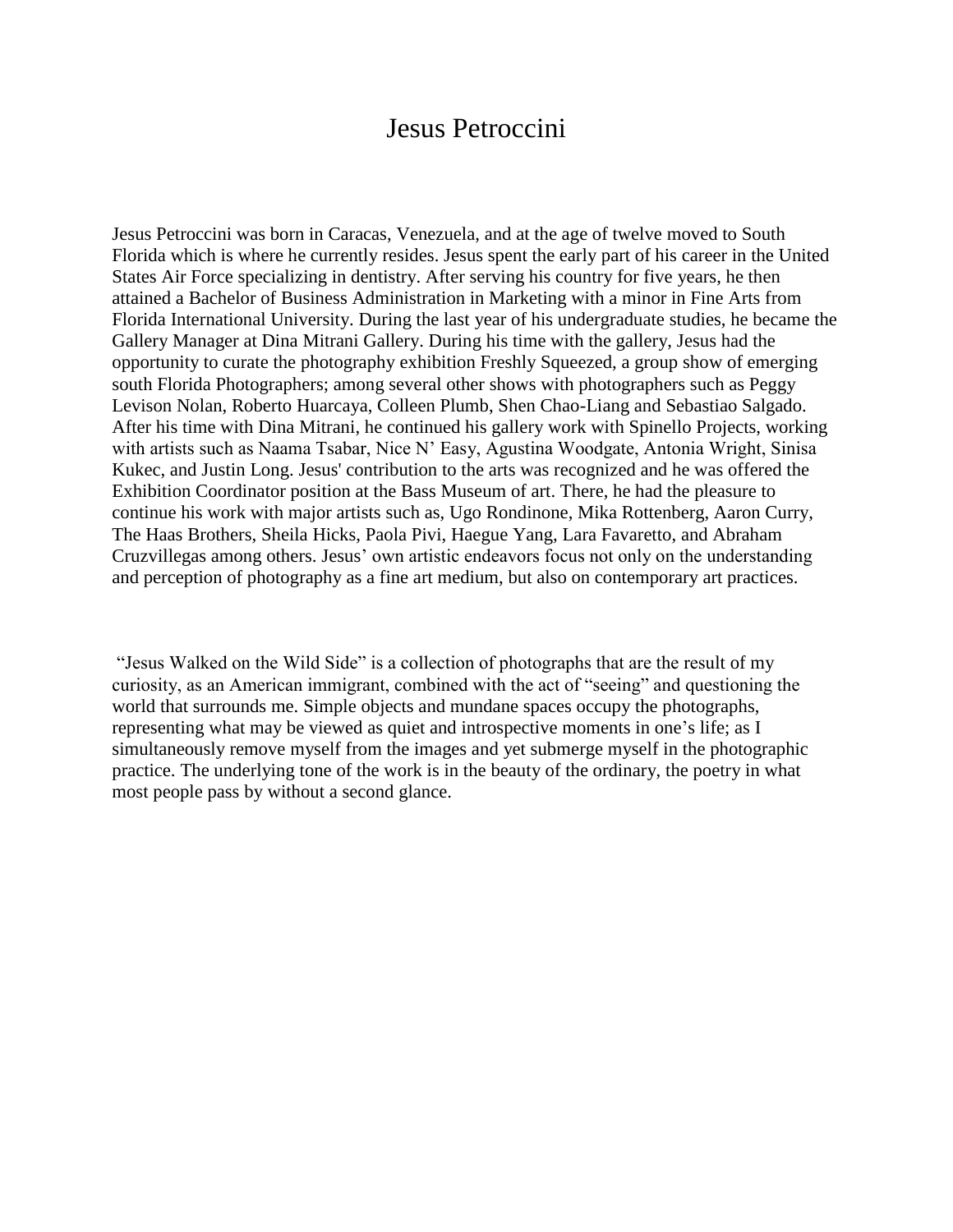# Jesus Petroccini

Jesus Petroccini was born in Caracas, Venezuela, and at the age of twelve moved to South Florida which is where he currently resides. Jesus spent the early part of his career in the United States Air Force specializing in dentistry. After serving his country for five years, he then attained a Bachelor of Business Administration in Marketing with a minor in Fine Arts from Florida International University. During the last year of his undergraduate studies, he became the Gallery Manager at Dina Mitrani Gallery. During his time with the gallery, Jesus had the opportunity to curate the photography exhibition Freshly Squeezed, a group show of emerging south Florida Photographers; among several other shows with photographers such as Peggy Levison Nolan, Roberto Huarcaya, Colleen Plumb, Shen Chao-Liang and Sebastiao Salgado. After his time with Dina Mitrani, he continued his gallery work with Spinello Projects, working with artists such as Naama Tsabar, Nice N' Easy, Agustina Woodgate, Antonia Wright, Sinisa Kukec, and Justin Long. Jesus' contribution to the arts was recognized and he was offered the Exhibition Coordinator position at the Bass Museum of art. There, he had the pleasure to continue his work with major artists such as, Ugo Rondinone, Mika Rottenberg, Aaron Curry, The Haas Brothers, Sheila Hicks, Paola Pivi, Haegue Yang, Lara Favaretto, and Abraham Cruzvillegas among others. Jesus' own artistic endeavors focus not only on the understanding and perception of photography as a fine art medium, but also on contemporary art practices.

"Jesus Walked on the Wild Side" is a collection of photographs that are the result of my curiosity, as an American immigrant, combined with the act of "seeing" and questioning the world that surrounds me. Simple objects and mundane spaces occupy the photographs, representing what may be viewed as quiet and introspective moments in one's life; as I simultaneously remove myself from the images and yet submerge myself in the photographic practice. The underlying tone of the work is in the beauty of the ordinary, the poetry in what most people pass by without a second glance.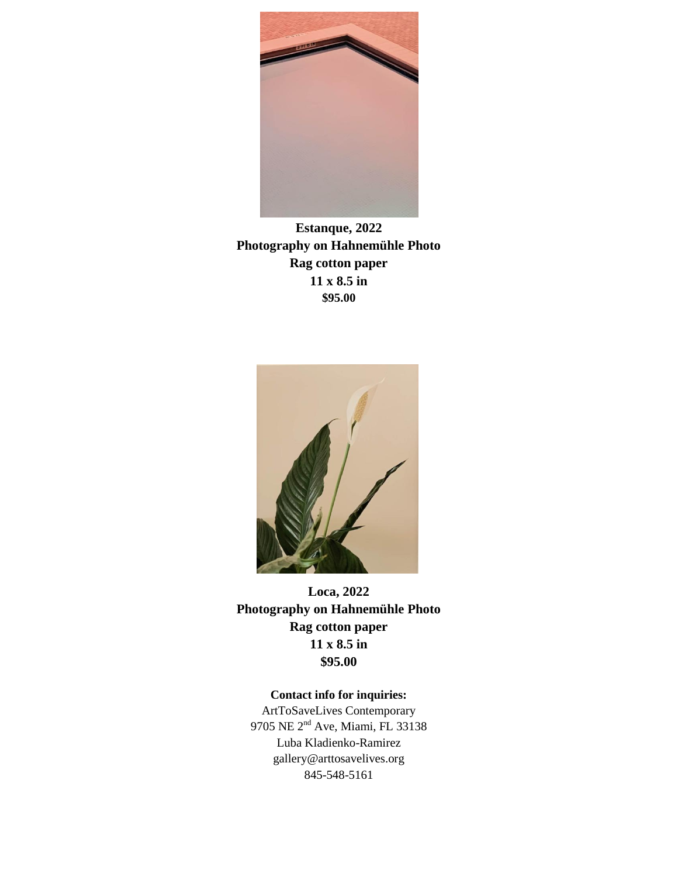**Estanque, 2022**
**Photography on Hahnemühle Photo Rag cotton paper**
**11 x 8.5 in**
**$95.00**

**Loca, 2022**
**Photography on Hahnemühle Photo Rag cotton paper**
**11 x 8.5 in**
**$95.00**

**Contact info for inquiries:**

ArtToSaveLives Contemporary
9705 NE 2nd Ave, Miami, FL 33138
Luba Kladienko-Ramirez
gallery@arttosavelives.org
845-548-5161